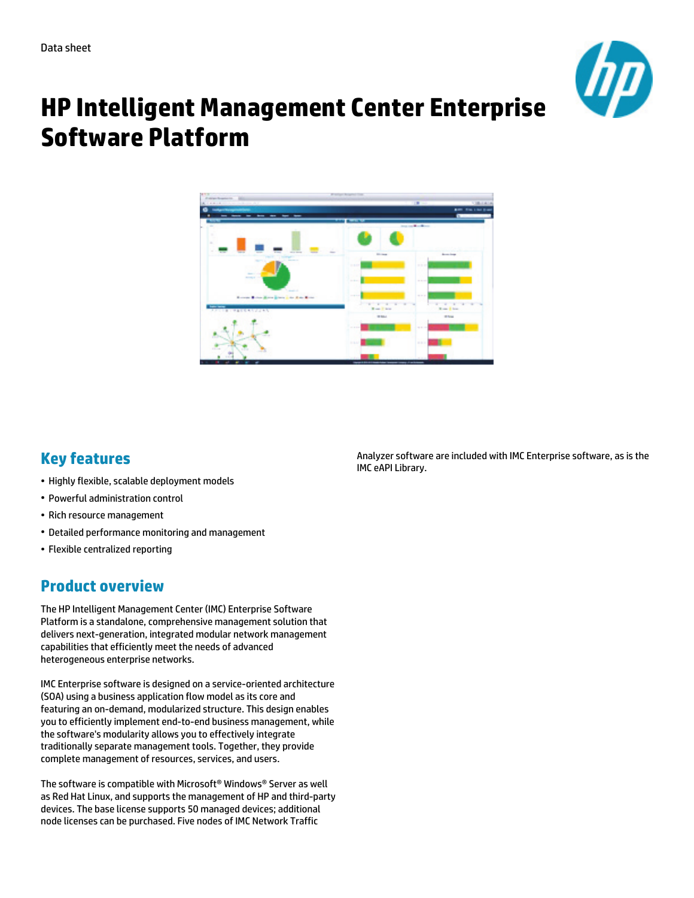Data sheet

# HP Intelligent Management Center Enterprise Software Platform

## Key features

- Highly flexible, scalable deployment models
- Powerful administration control
- Rich resource management
- Detailed performance monitoring and management
- Flexible centralized reporting

## Product overview

The HP Intelligent Management Center (IMC) Enterprise Software Platform is a standalone, comprehensive management solution that delivers next-generation, integrated modular network management capabilities that efficiently meet the needs of advanced heterogeneous enterprise networks.

IMC Enterprise software is designed on a service-oriented architecture (SOA) using a business application flow model as its core and featuring an on-demand, modularized structure. This design enables you to efficiently implement end-to-end business management, while the software's modularity allows you to effectively integrate traditionally separate management tools. Together, they provide complete management of resources, services, and users.

The software is compatible with Microsoft® Windows® Server as well as Red Hat Linux, and supports the management of HP and third-party devices. The base license supports 50 managed devices; additional node licenses can be purchased. Five nodes of IMC Network Traffic Analyzer software are included with IMC Enterprise software, as is the IMC eAPI Library.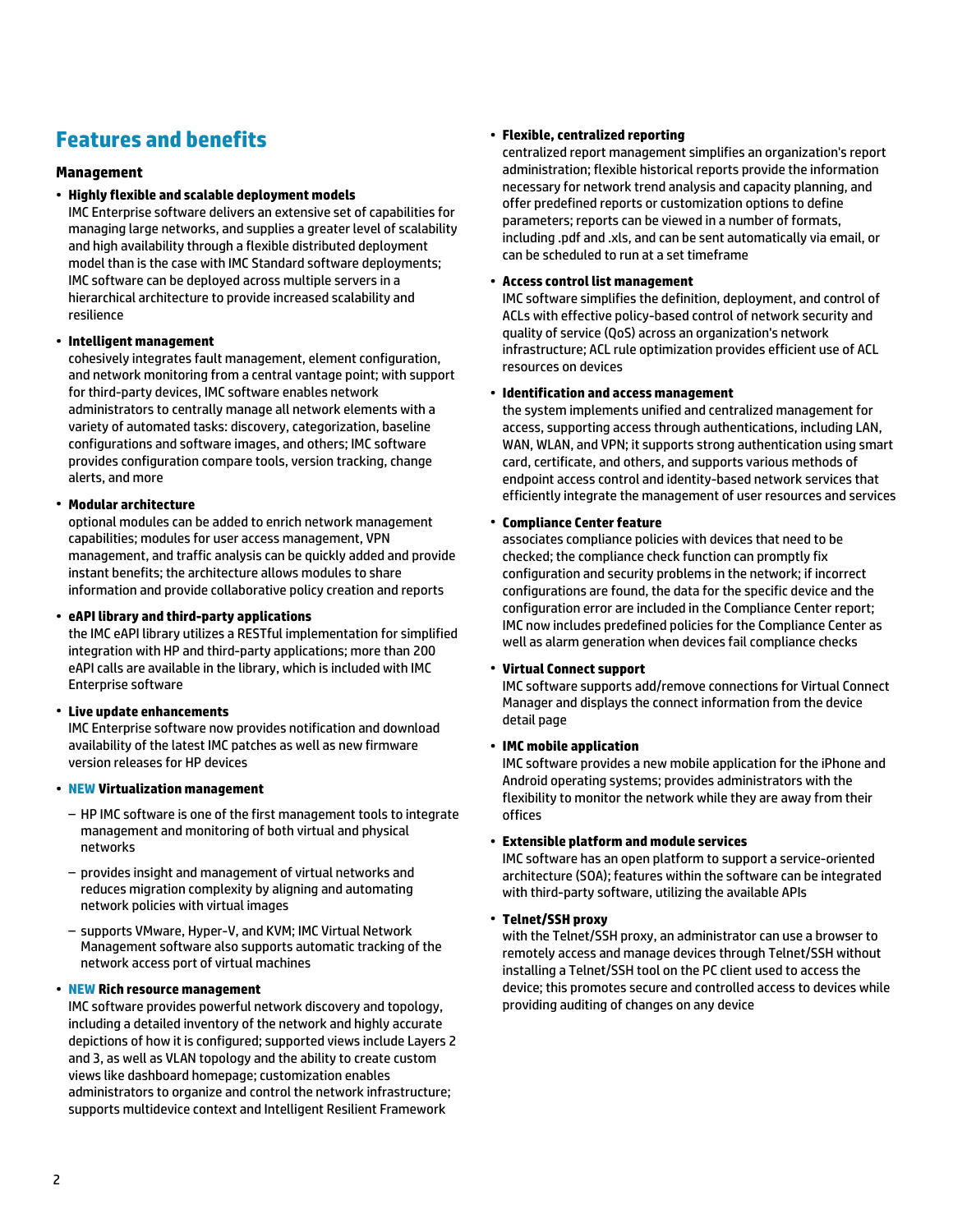## Features and benefits

### Management

- **Highly flexible and scalable deployment models**
  IMC Enterprise software delivers an extensive set of capabilities for managing large networks, and supplies a greater level of scalability and high availability through a flexible distributed deployment model than is the case with IMC Standard software deployments; IMC software can be deployed across multiple servers in a hierarchical architecture to provide increased scalability and resilience
- **Intelligent management**
  cohesively integrates fault management, element configuration, and network monitoring from a central vantage point; with support for third-party devices, IMC software enables network administrators to centrally manage all network elements with a variety of automated tasks: discovery, categorization, baseline configurations and software images, and others; IMC software provides configuration compare tools, version tracking, change alerts, and more
- **Modular architecture**
  optional modules can be added to enrich network management capabilities; modules for user access management, VPN management, and traffic analysis can be quickly added and provide instant benefits; the architecture allows modules to share information and provide collaborative policy creation and reports
- **eAPI library and third-party applications**
  the IMC eAPI library utilizes a RESTful implementation for simplified integration with HP and third-party applications; more than 200 eAPI calls are available in the library, which is included with IMC Enterprise software
- **Live update enhancements**
  IMC Enterprise software now provides notification and download availability of the latest IMC patches as well as new firmware version releases for HP devices
- **NEW Virtualization management**
  - HP IMC software is one of the first management tools to integrate management and monitoring of both virtual and physical networks
  - provides insight and management of virtual networks and reduces migration complexity by aligning and automating network policies with virtual images
  - supports VMware, Hyper-V, and KVM; IMC Virtual Network Management software also supports automatic tracking of the network access port of virtual machines
- **NEW Rich resource management**
  IMC software provides powerful network discovery and topology, including a detailed inventory of the network and highly accurate depictions of how it is configured; supported views include Layers 2 and 3, as well as VLAN topology and the ability to create custom views like dashboard homepage; customization enables administrators to organize and control the network infrastructure; supports multidevice context and Intelligent Resilient Framework
- **Flexible, centralized reporting**
  centralized report management simplifies an organization's report administration; flexible historical reports provide the information necessary for network trend analysis and capacity planning, and offer predefined reports or customization options to define parameters; reports can be viewed in a number of formats, including .pdf and .xls, and can be sent automatically via email, or can be scheduled to run at a set timeframe
- **Access control list management**
  IMC software simplifies the definition, deployment, and control of ACLs with effective policy-based control of network security and quality of service (QoS) across an organization's network infrastructure; ACL rule optimization provides efficient use of ACL resources on devices
- **Identification and access management**
  the system implements unified and centralized management for access, supporting access through authentications, including LAN, WAN, WLAN, and VPN; it supports strong authentication using smart card, certificate, and others, and supports various methods of endpoint access control and identity-based network services that efficiently integrate the management of user resources and services
- **Compliance Center feature**
  associates compliance policies with devices that need to be checked; the compliance check function can promptly fix configuration and security problems in the network; if incorrect configurations are found, the data for the specific device and the configuration error are included in the Compliance Center report; IMC now includes predefined policies for the Compliance Center as well as alarm generation when devices fail compliance checks
- **Virtual Connect support**
  IMC software supports add/remove connections for Virtual Connect Manager and displays the connect information from the device detail page
- **IMC mobile application**
  IMC software provides a new mobile application for the iPhone and Android operating systems; provides administrators with the flexibility to monitor the network while they are away from their offices
- **Extensible platform and module services**
  IMC software has an open platform to support a service-oriented architecture (SOA); features within the software can be integrated with third-party software, utilizing the available APIs
- **Telnet/SSH proxy**
  with the Telnet/SSH proxy, an administrator can use a browser to remotely access and manage devices through Telnet/SSH without installing a Telnet/SSH tool on the PC client used to access the device; this promotes secure and controlled access to devices while providing auditing of changes on any device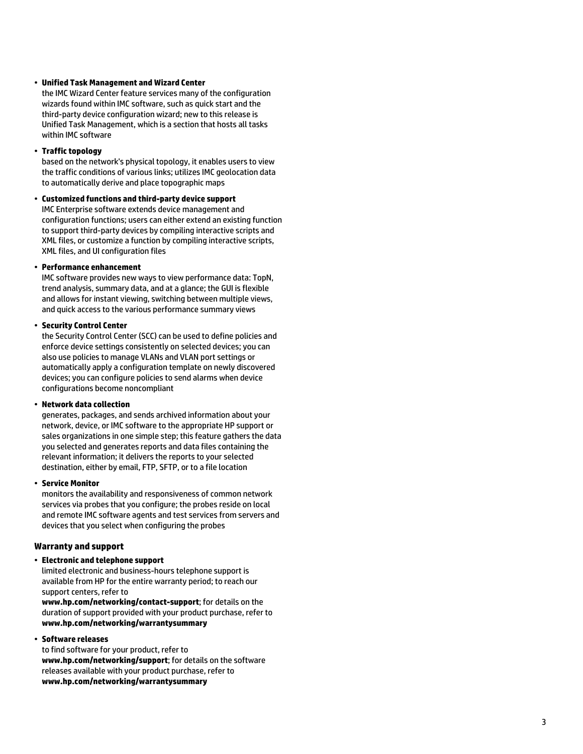- **Unified Task Management and Wizard Center**
  the IMC Wizard Center feature services many of the configuration wizards found within IMC software, such as quick start and the third-party device configuration wizard; new to this release is Unified Task Management, which is a section that hosts all tasks within IMC software

- **Traffic topology**
  based on the network's physical topology, it enables users to view the traffic conditions of various links; utilizes IMC geolocation data to automatically derive and place topographic maps

- **Customized functions and third-party device support**
  IMC Enterprise software extends device management and configuration functions; users can either extend an existing function to support third-party devices by compiling interactive scripts and XML files, or customize a function by compiling interactive scripts, XML files, and UI configuration files

- **Performance enhancement**
  IMC software provides new ways to view performance data: TopN, trend analysis, summary data, and at a glance; the GUI is flexible and allows for instant viewing, switching between multiple views, and quick access to the various performance summary views

- **Security Control Center**
  the Security Control Center (SCC) can be used to define policies and enforce device settings consistently on selected devices; you can also use policies to manage VLANs and VLAN port settings or automatically apply a configuration template on newly discovered devices; you can configure policies to send alarms when device configurations become noncompliant

- **Network data collection**
  generates, packages, and sends archived information about your network, device, or IMC software to the appropriate HP support or sales organizations in one simple step; this feature gathers the data you selected and generates reports and data files containing the relevant information; it delivers the reports to your selected destination, either by email, FTP, SFTP, or to a file location

- **Service Monitor**
  monitors the availability and responsiveness of common network services via probes that you configure; the probes reside on local and remote IMC software agents and test services from servers and devices that you select when configuring the probes

### Warranty and support

- **Electronic and telephone support**
  limited electronic and business-hours telephone support is available from HP for the entire warranty period; to reach our support centers, refer to **www.hp.com/networking/contact-support**; for details on the duration of support provided with your product purchase, refer to **www.hp.com/networking/warrantysummary**

- **Software releases**
  to find software for your product, refer to **www.hp.com/networking/support**; for details on the software releases available with your product purchase, refer to **www.hp.com/networking/warrantysummary**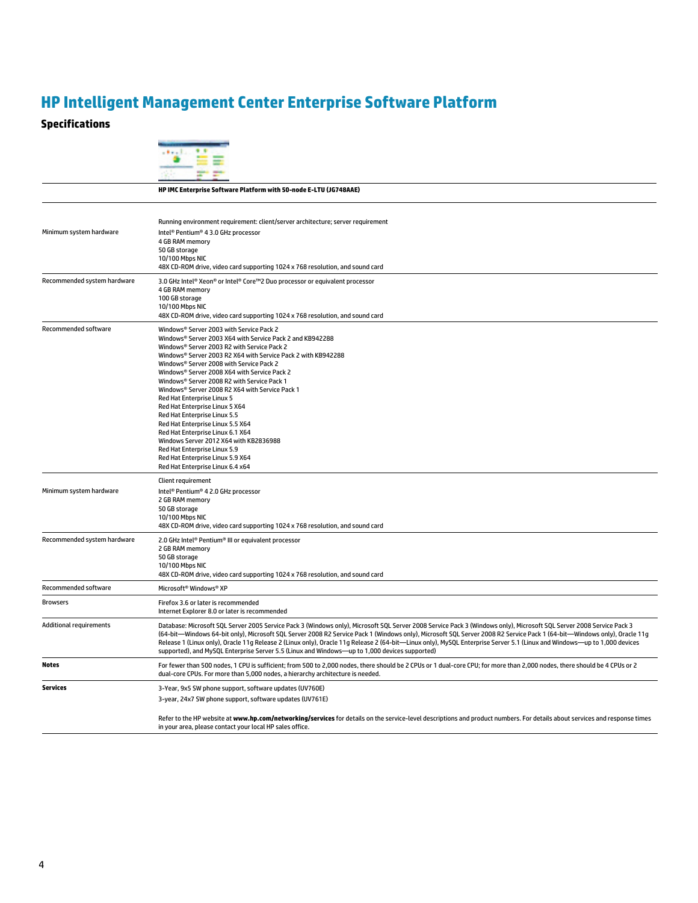# HP Intelligent Management Center Enterprise Software Platform

## Specifications

| | HP IMC Enterprise Software Platform with 50-node E-LTU (JG748AAE) |
|---|---|
| | Running environment requirement: client/server architecture; server requirement |
| Minimum system hardware | Intel® Pentium® 4 3.0 GHz processor<br>4 GB RAM memory<br>50 GB storage<br>10/100 Mbps NIC<br>48X CD-ROM drive, video card supporting 1024 x 768 resolution, and sound card |
| Recommended system hardware | 3.0 GHz Intel® Xeon® or Intel® Core™2 Duo processor or equivalent processor<br>4 GB RAM memory<br>100 GB storage<br>10/100 Mbps NIC<br>48X CD-ROM drive, video card supporting 1024 x 768 resolution, and sound card |
| Recommended software | Windows® Server 2003 with Service Pack 2<br>Windows® Server 2003 X64 with Service Pack 2 and KB942288<br>Windows® Server 2003 R2 with Service Pack 2<br>Windows® Server 2003 R2 X64 with Service Pack 2 with KB942288<br>Windows® Server 2008 with Service Pack 2<br>Windows® Server 2008 X64 with Service Pack 2<br>Windows® Server 2008 R2 with Service Pack 1<br>Windows® Server 2008 R2 X64 with Service Pack 1<br>Red Hat Enterprise Linux 5<br>Red Hat Enterprise Linux 5 X64<br>Red Hat Enterprise Linux 5.5<br>Red Hat Enterprise Linux 5.5 X64<br>Red Hat Enterprise Linux 6.1 X64<br>Windows Server 2012 X64 with KB2836988<br>Red Hat Enterprise Linux 5.9<br>Red Hat Enterprise Linux 5.9 X64<br>Red Hat Enterprise Linux 6.4 x64 |
| | Client requirement |
| Minimum system hardware | Intel® Pentium® 4 2.0 GHz processor<br>2 GB RAM memory<br>50 GB storage<br>10/100 Mbps NIC<br>48X CD-ROM drive, video card supporting 1024 x 768 resolution, and sound card |
| Recommended system hardware | 2.0 GHz Intel® Pentium® III or equivalent processor<br>2 GB RAM memory<br>50 GB storage<br>10/100 Mbps NIC<br>48X CD-ROM drive, video card supporting 1024 x 768 resolution, and sound card |
| Recommended software | Microsoft® Windows® XP |
| Browsers | Firefox 3.6 or later is recommended<br>Internet Explorer 8.0 or later is recommended |
| Additional requirements | Database: Microsoft SQL Server 2005 Service Pack 3 (Windows only), Microsoft SQL Server 2008 Service Pack 3 (Windows only), Microsoft SQL Server 2008 Service Pack 3 (64-bit—Windows 64-bit only), Microsoft SQL Server 2008 R2 Service Pack 1 (Windows only), Microsoft SQL Server 2008 R2 Service Pack 1 (64-bit—Windows only), Oracle 11g Release 1 (Linux only), Oracle 11g Release 2 (Linux only), Oracle 11g Release 2 (64-bit—Linux only), MySQL Enterprise Server 5.1 (Linux and Windows—up to 1,000 devices supported), and MySQL Enterprise Server 5.5 (Linux and Windows—up to 1,000 devices supported) |
| **Notes** | For fewer than 500 nodes, 1 CPU is sufficient; from 500 to 2,000 nodes, there should be 2 CPUs or 1 dual-core CPU; for more than 2,000 nodes, there should be 4 CPUs or 2 dual-core CPUs. For more than 5,000 nodes, a hierarchy architecture is needed. |
| **Services** | 3-Year, 9x5 SW phone support, software updates (UV760E)<br>3-year, 24x7 SW phone support, software updates (UV761E)<br><br>Refer to the HP website at **www.hp.com/networking/services** for details on the service-level descriptions and product numbers. For details about services and response times in your area, please contact your local HP sales office. |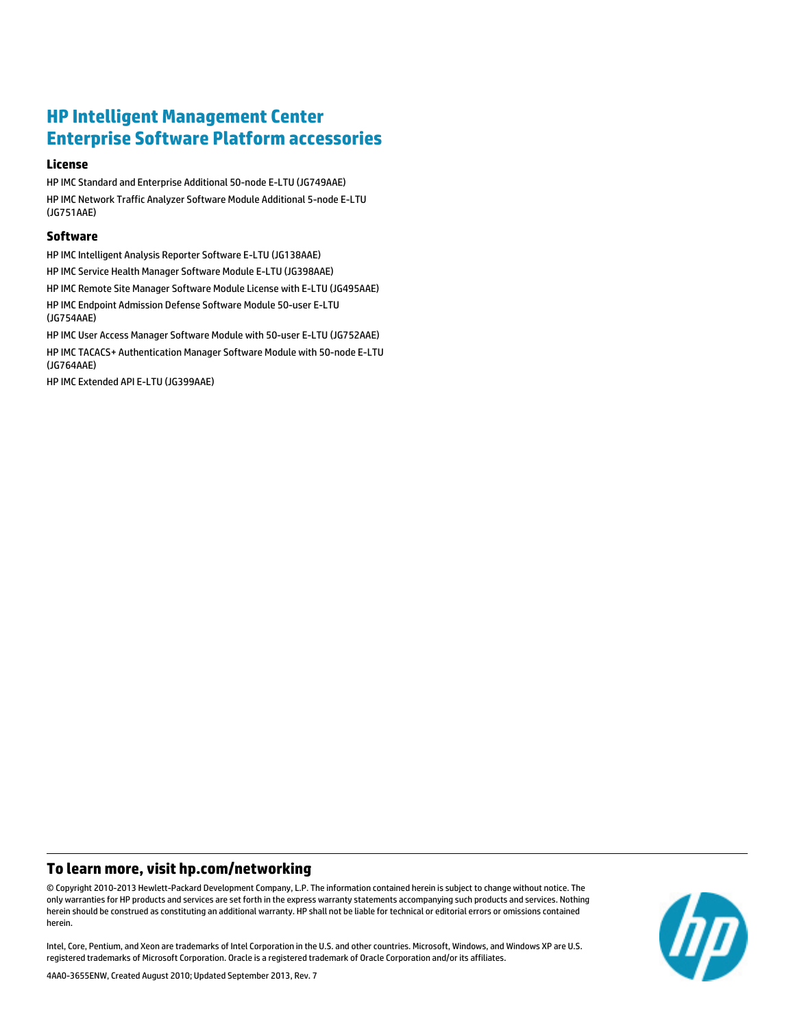# HP Intelligent Management Center Enterprise Software Platform accessories

### License

HP IMC Standard and Enterprise Additional 50-node E-LTU (JG749AAE)

HP IMC Network Traffic Analyzer Software Module Additional 5-node E-LTU (JG751AAE)

### Software

HP IMC Intelligent Analysis Reporter Software E-LTU (JG138AAE)

HP IMC Service Health Manager Software Module E-LTU (JG398AAE)

HP IMC Remote Site Manager Software Module License with E-LTU (JG495AAE)

HP IMC Endpoint Admission Defense Software Module 50-user E-LTU (JG754AAE)

HP IMC User Access Manager Software Module with 50-user E-LTU (JG752AAE)

HP IMC TACACS+ Authentication Manager Software Module with 50-node E-LTU (JG764AAE)

HP IMC Extended API E-LTU (JG399AAE)

## To learn more, visit hp.com/networking

© Copyright 2010-2013 Hewlett-Packard Development Company, L.P. The information contained herein is subject to change without notice. The only warranties for HP products and services are set forth in the express warranty statements accompanying such products and services. Nothing herein should be construed as constituting an additional warranty. HP shall not be liable for technical or editorial errors or omissions contained herein.

Intel, Core, Pentium, and Xeon are trademarks of Intel Corporation in the U.S. and other countries. Microsoft, Windows, and Windows XP are U.S. registered trademarks of Microsoft Corporation. Oracle is a registered trademark of Oracle Corporation and/or its affiliates.

4AA0-3655ENW, Created August 2010; Updated September 2013, Rev. 7